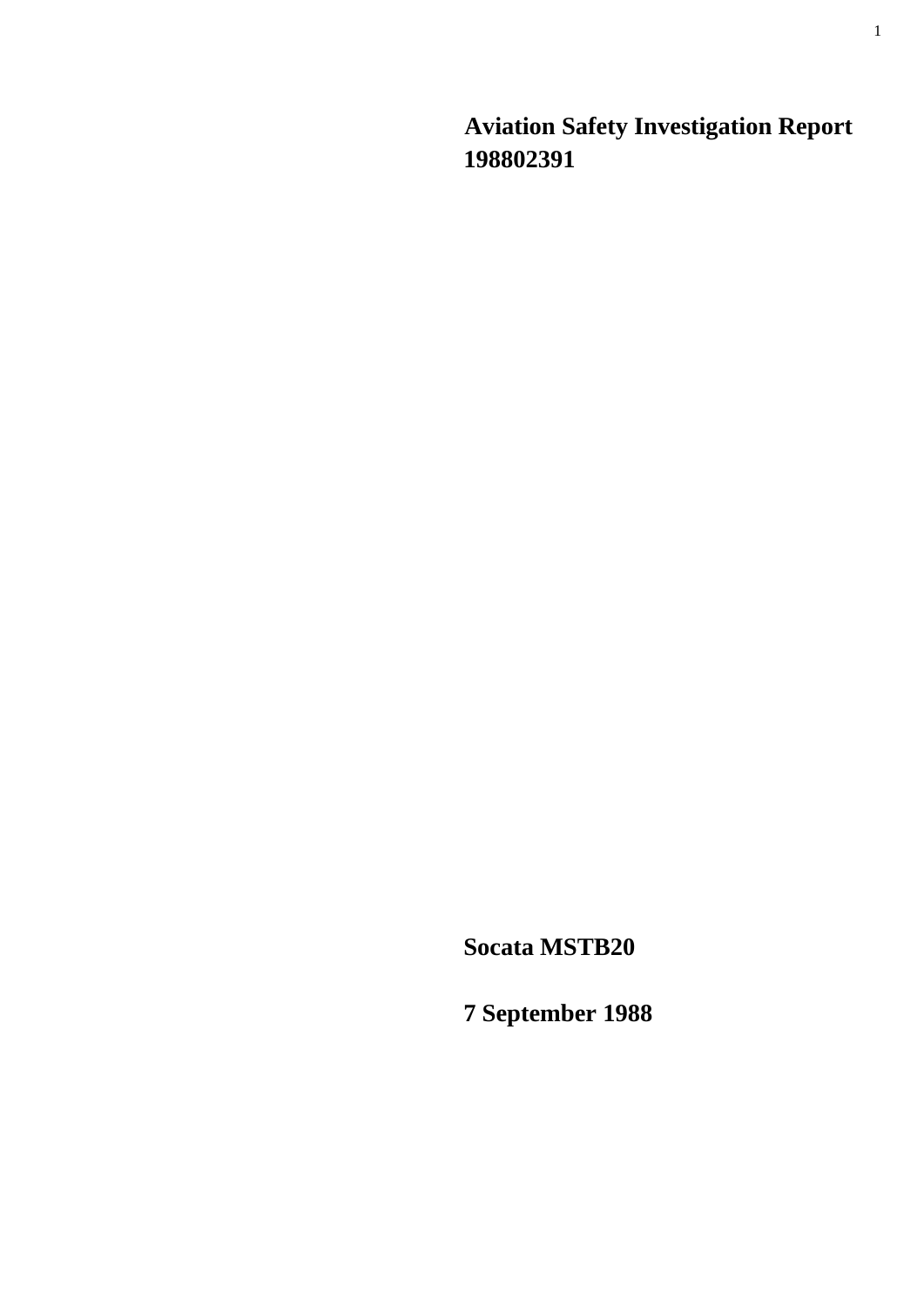# Aviation Safety Investigation Report 198802391

**Socata MSTB20**

**7 September 1988**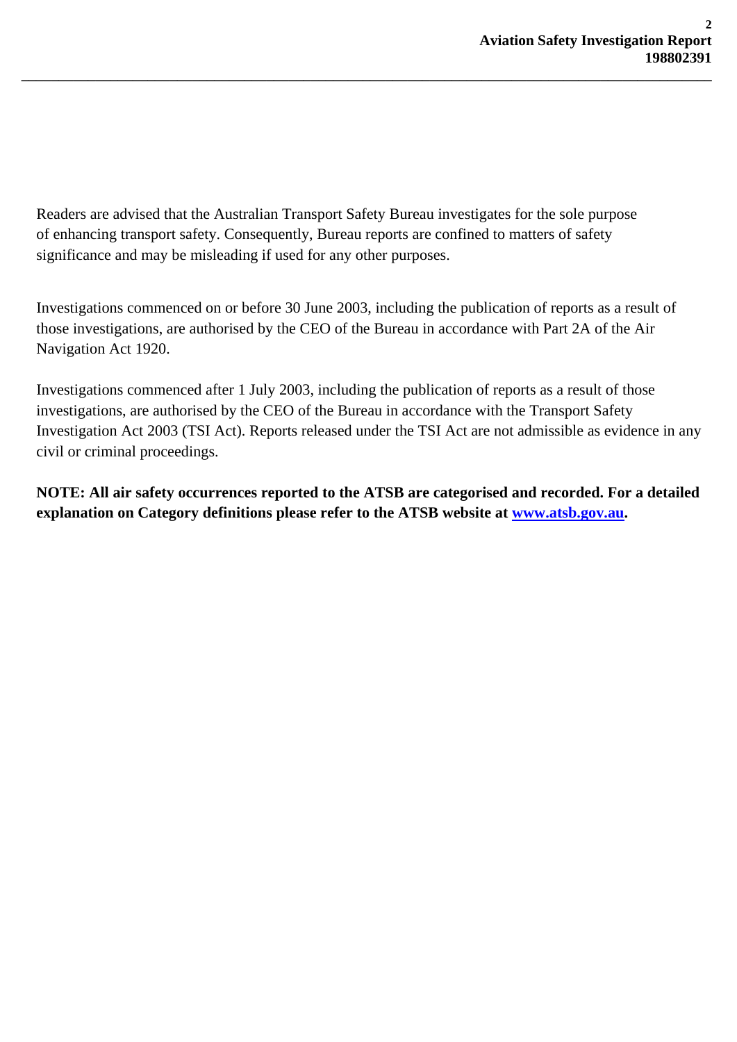Readers are advised that the Australian Transport Safety Bureau investigates for the sole purpose of enhancing transport safety. Consequently, Bureau reports are confined to matters of safety significance and may be misleading if used for any other purposes.

Investigations commenced on or before 30 June 2003, including the publication of reports as a result of those investigations, are authorised by the CEO of the Bureau in accordance with Part 2A of the Air Navigation Act 1920.

Investigations commenced after 1 July 2003, including the publication of reports as a result of those investigations, are authorised by the CEO of the Bureau in accordance with the Transport Safety Investigation Act 2003 (TSI Act). Reports released under the TSI Act are not admissible as evidence in any civil or criminal proceedings.

**NOTE: All air safety occurrences reported to the ATSB are categorised and recorded. For a detailed explanation on Category definitions please refer to the ATSB website at [www.atsb.gov.au](http://www.atsb.gov.au).**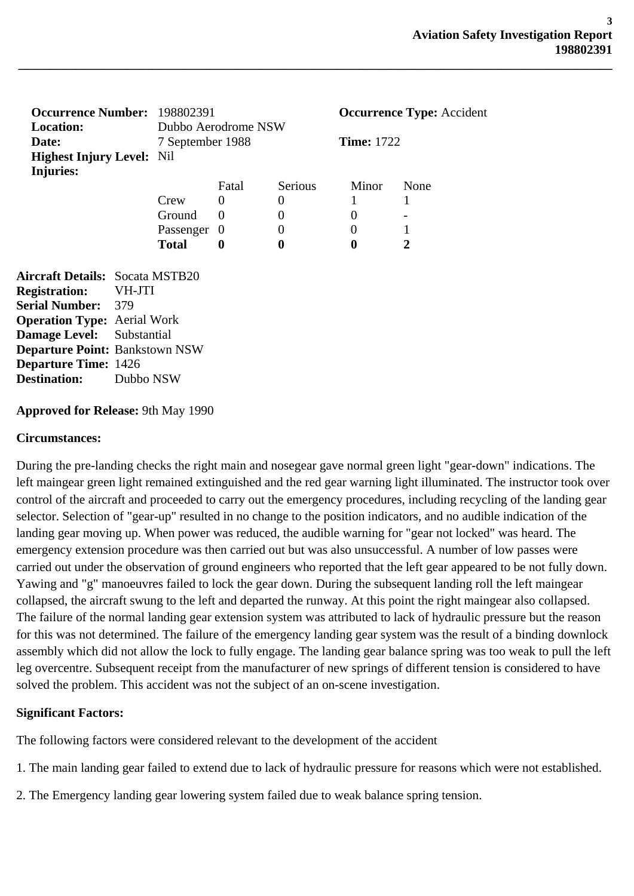**Occurrence Number:** 198802391 **Occurrence Type:** Accident
**Location:** Dubbo Aerodrome NSW
**Date:** 7 September 1988 **Time:** 1722
**Highest Injury Level:** Nil
**Injuries:**

| | Fatal | Serious | Minor | None |
|---|---|---|---|---|
| Crew | 0 | 0 | 1 | 1 |
| Ground | 0 | 0 | 0 | - |
| Passenger | 0 | 0 | 0 | 1 |
| **Total** | **0** | **0** | **0** | **2** |

**Aircraft Details:** Socata MSTB20
**Registration:** VH-JTI
**Serial Number:** 379
**Operation Type:** Aerial Work
**Damage Level:** Substantial
**Departure Point:** Bankstown NSW
**Departure Time:** 1426
**Destination:** Dubbo NSW

**Approved for Release:** 9th May 1990

**Circumstances:**

During the pre-landing checks the right main and nosegear gave normal green light "gear-down" indications. The left maingear green light remained extinguished and the red gear warning light illuminated. The instructor took over control of the aircraft and proceeded to carry out the emergency procedures, including recycling of the landing gear selector. Selection of "gear-up" resulted in no change to the position indicators, and no audible indication of the landing gear moving up. When power was reduced, the audible warning for "gear not locked" was heard. The emergency extension procedure was then carried out but was also unsuccessful. A number of low passes were carried out under the observation of ground engineers who reported that the left gear appeared to be not fully down. Yawing and "g" manoeuvres failed to lock the gear down. During the subsequent landing roll the left maingear collapsed, the aircraft swung to the left and departed the runway. At this point the right maingear also collapsed. The failure of the normal landing gear extension system was attributed to lack of hydraulic pressure but the reason for this was not determined. The failure of the emergency landing gear system was the result of a binding downlock assembly which did not allow the lock to fully engage. The landing gear balance spring was too weak to pull the left leg overcentre. Subsequent receipt from the manufacturer of new springs of different tension is considered to have solved the problem. This accident was not the subject of an on-scene investigation.

**Significant Factors:**

The following factors were considered relevant to the development of the accident

1. The main landing gear failed to extend due to lack of hydraulic pressure for reasons which were not established.

2. The Emergency landing gear lowering system failed due to weak balance spring tension.